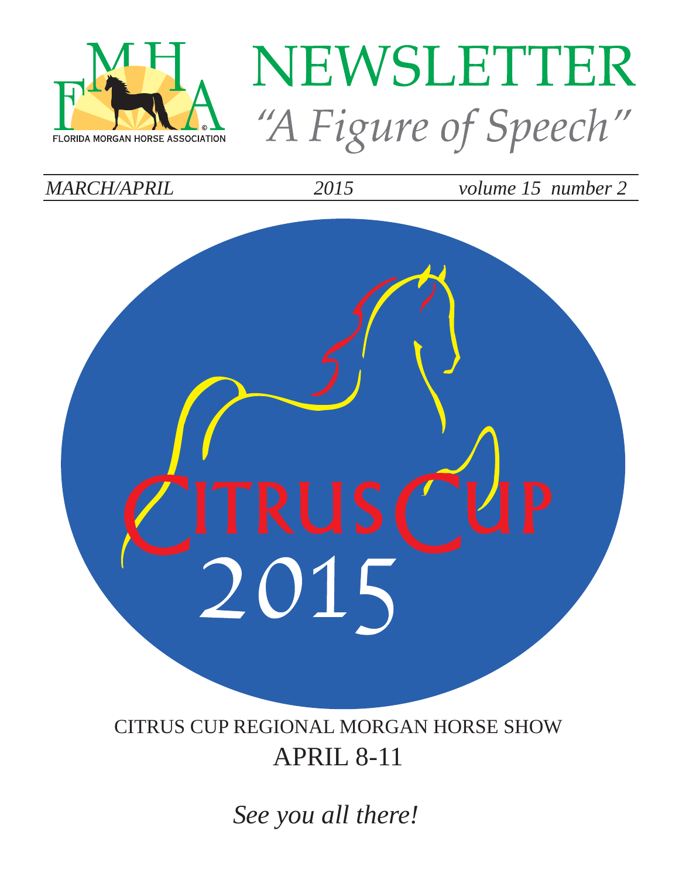MHFA

FLORIDA MORGAN HORSE ASSOCIATION

# NEWSLETTER

## *"A Figure of Speech"*

*MARCH/APRIL* *2015* *volume 15 number 2*

CITRUS CUP

2015

CITRUS CUP REGIONAL MORGAN HORSE SHOW

APRIL 8-11

*See you all there!*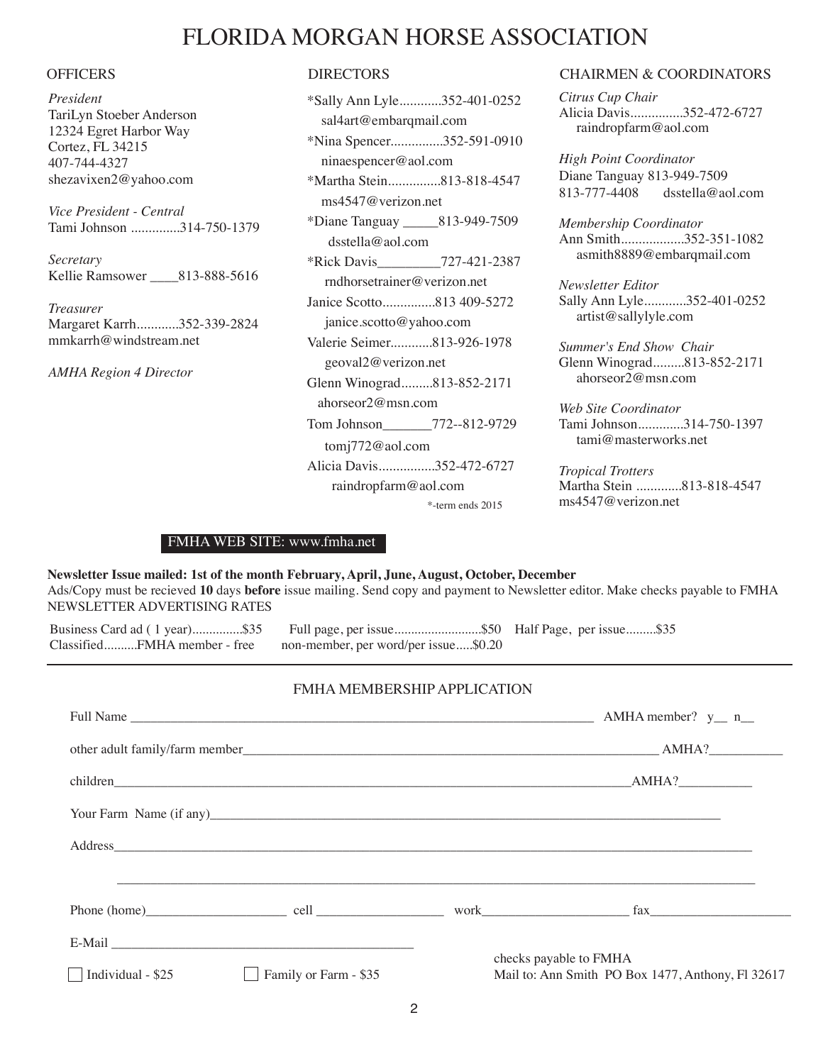# FLORIDA MORGAN HORSE ASSOCIATION

## OFFICERS

*President*
TariLyn Stoeber Anderson
12324 Egret Harbor Way
Cortez, FL 34215
407-744-4327
shezavixen2@yahoo.com

*Vice President - Central*
Tami Johnson ..............314-750-1379

*Secretary*
Kellie Ramsower ____813-888-5616

*Treasurer*
Margaret Karrh............352-339-2824
mmkarrh@windstream.net

*AMHA Region 4 Director*

## DIRECTORS

*Sally Ann Lyle............352-401-0252
sal4art@embarqmail.com

*Nina Spencer...............352-591-0910
ninaespencer@aol.com

*Martha Stein...............813-818-4547
ms4547@verizon.net

*Diane Tanguay _____813-949-7509
dsstella@aol.com

*Rick Davis_________727-421-2387
rndhorsetrainer@verizon.net

Janice Scotto...............813 409-5272
janice.scotto@yahoo.com

Valerie Seimer............813-926-1978
geoval2@verizon.net

Glenn Winograd.........813-852-2171
ahorseor2@msn.com

Tom Johnson_______772--812-9729
tomj772@aol.com

Alicia Davis................352-472-6727
raindropfarm@aol.com

*-term ends 2015

## CHAIRMEN & COORDINATORS

*Citrus Cup Chair*
Alicia Davis...............352-472-6727
raindropfarm@aol.com

*High Point Coordinator*
Diane Tanguay 813-949-7509
813-777-4408 dsstella@aol.com

*Membership Coordinator*
Ann Smith..................352-351-1082
asmith8889@embarqmail.com

*Newsletter Editor*
Sally Ann Lyle............352-401-0252
artist@sallylyle.com

*Summer's End Show Chair*
Glenn Winograd.........813-852-2171
ahorseor2@msn.com

*Web Site Coordinator*
Tami Johnson.............314-750-1397
tami@masterworks.net

*Tropical Trotters*
Martha Stein .............813-818-4547
ms4547@verizon.net

FMHA WEB SITE: www.fmha.net

**Newsletter Issue mailed: 1st of the month February, April, June, August, October, December**
Ads/Copy must be recieved **10** days **before** issue mailing. Send copy and payment to Newsletter editor. Make checks payable to FMHA
NEWSLETTER ADVERTISING RATES

Business Card ad ( 1 year)...............$35 Full page, per issue..........................$50 Half Page, per issue.........$35
Classified..........FMHA member - free non-member, per word/per issue.....$0.20

---

## FMHA MEMBERSHIP APPLICATION

Full Name ______________________________________________ AMHA member? y__ n__

other adult family/farm member______________________________________________ AMHA?___________

children______________________________________________AMHA?___________

Your Farm Name (if any)______________________________________________

Address______________________________________________

______________________________________________

Phone (home)_____________________ cell ___________________ work______________________ fax_____________________

E-Mail ______________________________________________

☐ Individual - $25 ☐ Family or Farm - $35

checks payable to FMHA
Mail to: Ann Smith PO Box 1477, Anthony, Fl 32617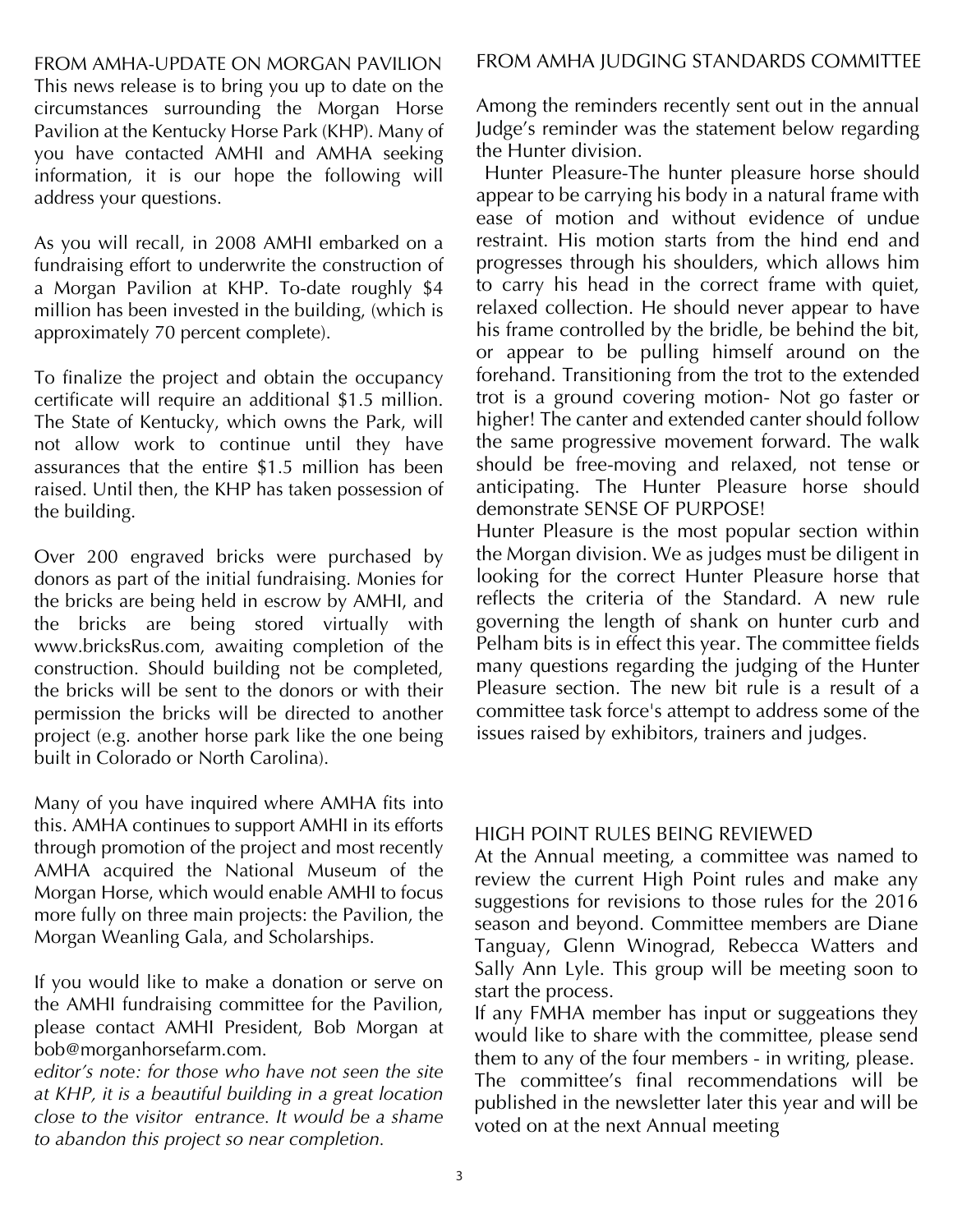## FROM AMHA-UPDATE ON MORGAN PAVILION

This news release is to bring you up to date on the circumstances surrounding the Morgan Horse Pavilion at the Kentucky Horse Park (KHP). Many of you have contacted AMHI and AMHA seeking information, it is our hope the following will address your questions.

As you will recall, in 2008 AMHI embarked on a fundraising effort to underwrite the construction of a Morgan Pavilion at KHP. To-date roughly $4 million has been invested in the building, (which is approximately 70 percent complete).

To finalize the project and obtain the occupancy certificate will require an additional $1.5 million. The State of Kentucky, which owns the Park, will not allow work to continue until they have assurances that the entire $1.5 million has been raised. Until then, the KHP has taken possession of the building.

Over 200 engraved bricks were purchased by donors as part of the initial fundraising. Monies for the bricks are being held in escrow by AMHI, and the bricks are being stored virtually with www.bricksRus.com, awaiting completion of the construction. Should building not be completed, the bricks will be sent to the donors or with their permission the bricks will be directed to another project (e.g. another horse park like the one being built in Colorado or North Carolina).

Many of you have inquired where AMHA fits into this. AMHA continues to support AMHI in its efforts through promotion of the project and most recently AMHA acquired the National Museum of the Morgan Horse, which would enable AMHI to focus more fully on three main projects: the Pavilion, the Morgan Weanling Gala, and Scholarships.

If you would like to make a donation or serve on the AMHI fundraising committee for the Pavilion, please contact AMHI President, Bob Morgan at bob@morganhorsefarm.com.

*editor's note: for those who have not seen the site at KHP, it is a beautiful building in a great location close to the visitor entrance. It would be a shame to abandon this project so near completion.*

## FROM AMHA JUDGING STANDARDS COMMITTEE

Among the reminders recently sent out in the annual Judge's reminder was the statement below regarding the Hunter division.

Hunter Pleasure-The hunter pleasure horse should appear to be carrying his body in a natural frame with ease of motion and without evidence of undue restraint. His motion starts from the hind end and progresses through his shoulders, which allows him to carry his head in the correct frame with quiet, relaxed collection. He should never appear to have his frame controlled by the bridle, be behind the bit, or appear to be pulling himself around on the forehand. Transitioning from the trot to the extended trot is a ground covering motion- Not go faster or higher! The canter and extended canter should follow the same progressive movement forward. The walk should be free-moving and relaxed, not tense or anticipating. The Hunter Pleasure horse should demonstrate SENSE OF PURPOSE!

Hunter Pleasure is the most popular section within the Morgan division. We as judges must be diligent in looking for the correct Hunter Pleasure horse that reflects the criteria of the Standard. A new rule governing the length of shank on hunter curb and Pelham bits is in effect this year. The committee fields many questions regarding the judging of the Hunter Pleasure section. The new bit rule is a result of a committee task force's attempt to address some of the issues raised by exhibitors, trainers and judges.

## HIGH POINT RULES BEING REVIEWED

At the Annual meeting, a committee was named to review the current High Point rules and make any suggestions for revisions to those rules for the 2016 season and beyond. Committee members are Diane Tanguay, Glenn Winograd, Rebecca Watters and Sally Ann Lyle. This group will be meeting soon to start the process.

If any FMHA member has input or suggeations they would like to share with the committee, please send them to any of the four members - in writing, please. The committee's final recommendations will be published in the newsletter later this year and will be voted on at the next Annual meeting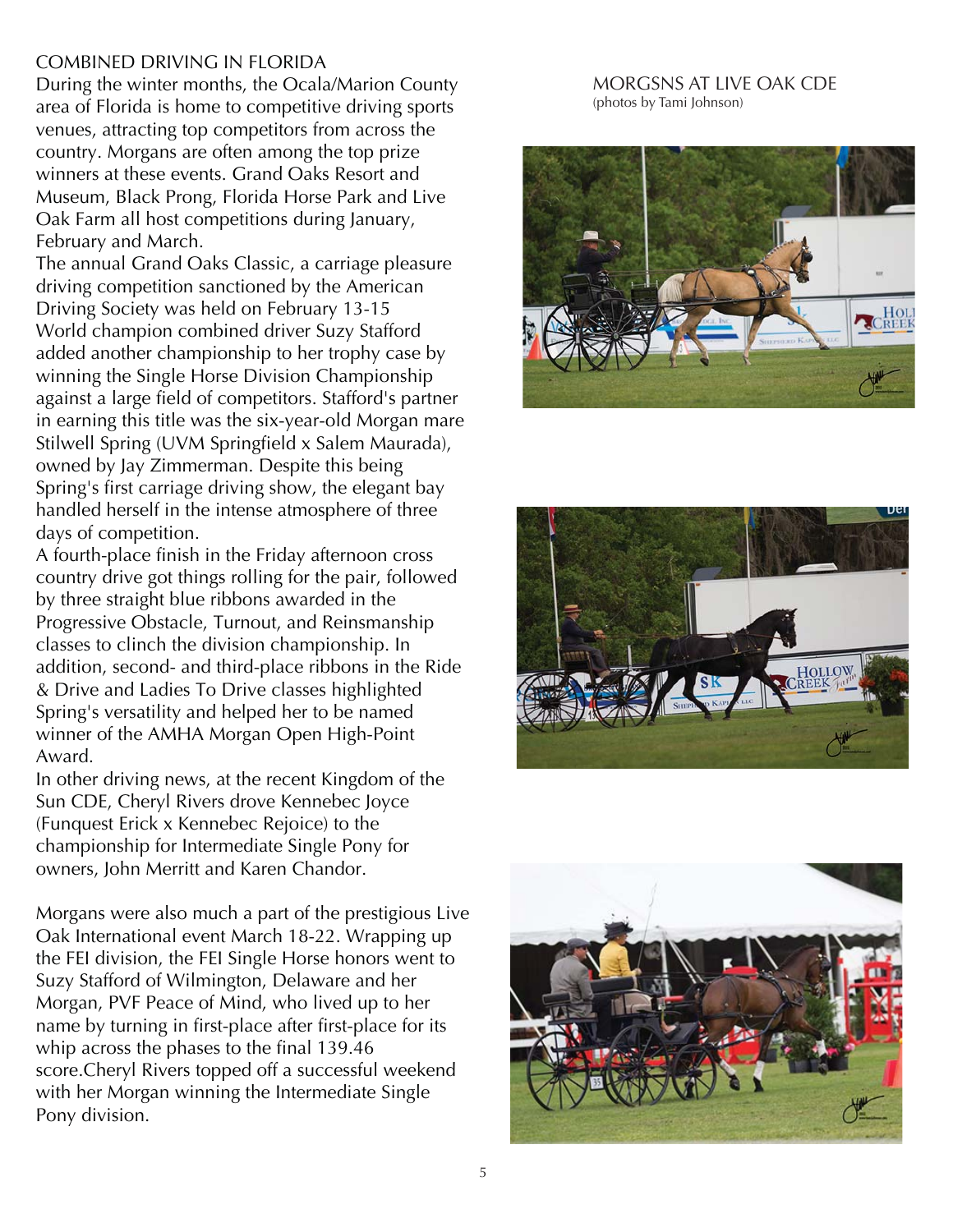## COMBINED DRIVING IN FLORIDA

During the winter months, the Ocala/Marion County area of Florida is home to competitive driving sports venues, attracting top competitors from across the country. Morgans are often among the top prize winners at these events. Grand Oaks Resort and Museum, Black Prong, Florida Horse Park and Live Oak Farm all host competitions during January, February and March.

The annual Grand Oaks Classic, a carriage pleasure driving competition sanctioned by the American Driving Society was held on February 13-15 World champion combined driver Suzy Stafford added another championship to her trophy case by winning the Single Horse Division Championship against a large field of competitors. Stafford's partner in earning this title was the six-year-old Morgan mare Stilwell Spring (UVM Springfield x Salem Maurada), owned by Jay Zimmerman. Despite this being Spring's first carriage driving show, the elegant bay handled herself in the intense atmosphere of three days of competition.

A fourth-place finish in the Friday afternoon cross country drive got things rolling for the pair, followed by three straight blue ribbons awarded in the Progressive Obstacle, Turnout, and Reinsmanship classes to clinch the division championship. In addition, second- and third-place ribbons in the Ride & Drive and Ladies To Drive classes highlighted Spring's versatility and helped her to be named winner of the AMHA Morgan Open High-Point Award.

In other driving news, at the recent Kingdom of the Sun CDE, Cheryl Rivers drove Kennebec Joyce (Funquest Erick x Kennebec Rejoice) to the championship for Intermediate Single Pony for owners, John Merritt and Karen Chandor.

Morgans were also much a part of the prestigious Live Oak International event March 18-22. Wrapping up the FEI division, the FEI Single Horse honors went to Suzy Stafford of Wilmington, Delaware and her Morgan, PVF Peace of Mind, who lived up to her name by turning in first-place after first-place for its whip across the phases to the final 139.46 score.Cheryl Rivers topped off a successful weekend with her Morgan winning the Intermediate Single Pony division.

## MORGSNS AT LIVE OAK CDE

(photos by Tami Johnson)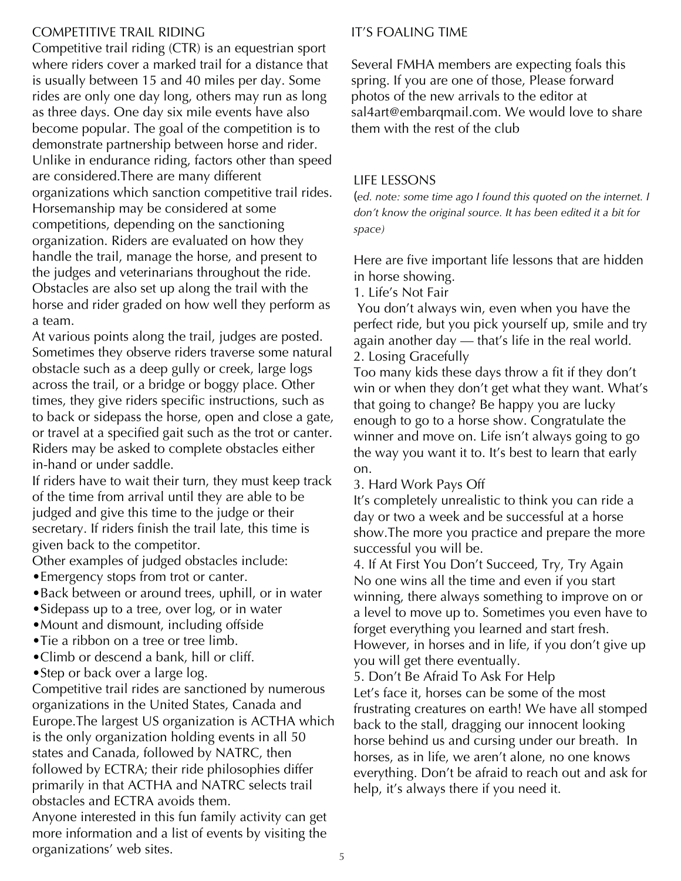## COMPETITIVE TRAIL RIDING

Competitive trail riding (CTR) is an equestrian sport where riders cover a marked trail for a distance that is usually between 15 and 40 miles per day. Some rides are only one day long, others may run as long as three days. One day six mile events have also become popular. The goal of the competition is to demonstrate partnership between horse and rider. Unlike in endurance riding, factors other than speed are considered.There are many different organizations which sanction competitive trail rides. Horsemanship may be considered at some competitions, depending on the sanctioning organization. Riders are evaluated on how they handle the trail, manage the horse, and present to the judges and veterinarians throughout the ride. Obstacles are also set up along the trail with the horse and rider graded on how well they perform as a team.

At various points along the trail, judges are posted. Sometimes they observe riders traverse some natural obstacle such as a deep gully or creek, large logs across the trail, or a bridge or boggy place. Other times, they give riders specific instructions, such as to back or sidepass the horse, open and close a gate, or travel at a specified gait such as the trot or canter. Riders may be asked to complete obstacles either in-hand or under saddle.

If riders have to wait their turn, they must keep track of the time from arrival until they are able to be judged and give this time to the judge or their secretary. If riders finish the trail late, this time is given back to the competitor.

Other examples of judged obstacles include:

- Emergency stops from trot or canter.
- Back between or around trees, uphill, or in water
- Sidepass up to a tree, over log, or in water
- Mount and dismount, including offside
- Tie a ribbon on a tree or tree limb.
- Climb or descend a bank, hill or cliff.
- Step or back over a large log.

Competitive trail rides are sanctioned by numerous organizations in the United States, Canada and Europe.The largest US organization is ACTHA which is the only organization holding events in all 50 states and Canada, followed by NATRC, then followed by ECTRA; their ride philosophies differ primarily in that ACTHA and NATRC selects trail obstacles and ECTRA avoids them.

Anyone interested in this fun family activity can get more information and a list of events by visiting the organizations' web sites.

## IT'S FOALING TIME

Several FMHA members are expecting foals this spring. If you are one of those, Please forward photos of the new arrivals to the editor at sal4art@embarqmail.com. We would love to share them with the rest of the club

## LIFE LESSONS

(*ed. note: some time ago I found this quoted on the internet. I don't know the original source. It has been edited it a bit for space)*

Here are five important life lessons that are hidden in horse showing.

1. Life's Not Fair

You don't always win, even when you have the perfect ride, but you pick yourself up, smile and try again another day — that's life in the real world.

2. Losing Gracefully

Too many kids these days throw a fit if they don't win or when they don't get what they want. What's that going to change? Be happy you are lucky enough to go to a horse show. Congratulate the winner and move on. Life isn't always going to go the way you want it to. It's best to learn that early on.

3. Hard Work Pays Off

It's completely unrealistic to think you can ride a day or two a week and be successful at a horse show.The more you practice and prepare the more successful you will be.

4. If At First You Don't Succeed, Try, Try Again

No one wins all the time and even if you start winning, there always something to improve on or a level to move up to. Sometimes you even have to forget everything you learned and start fresh. However, in horses and in life, if you don't give up you will get there eventually.

5. Don't Be Afraid To Ask For Help

Let's face it, horses can be some of the most frustrating creatures on earth! We have all stomped back to the stall, dragging our innocent looking horse behind us and cursing under our breath. In horses, as in life, we aren't alone, no one knows everything. Don't be afraid to reach out and ask for help, it's always there if you need it.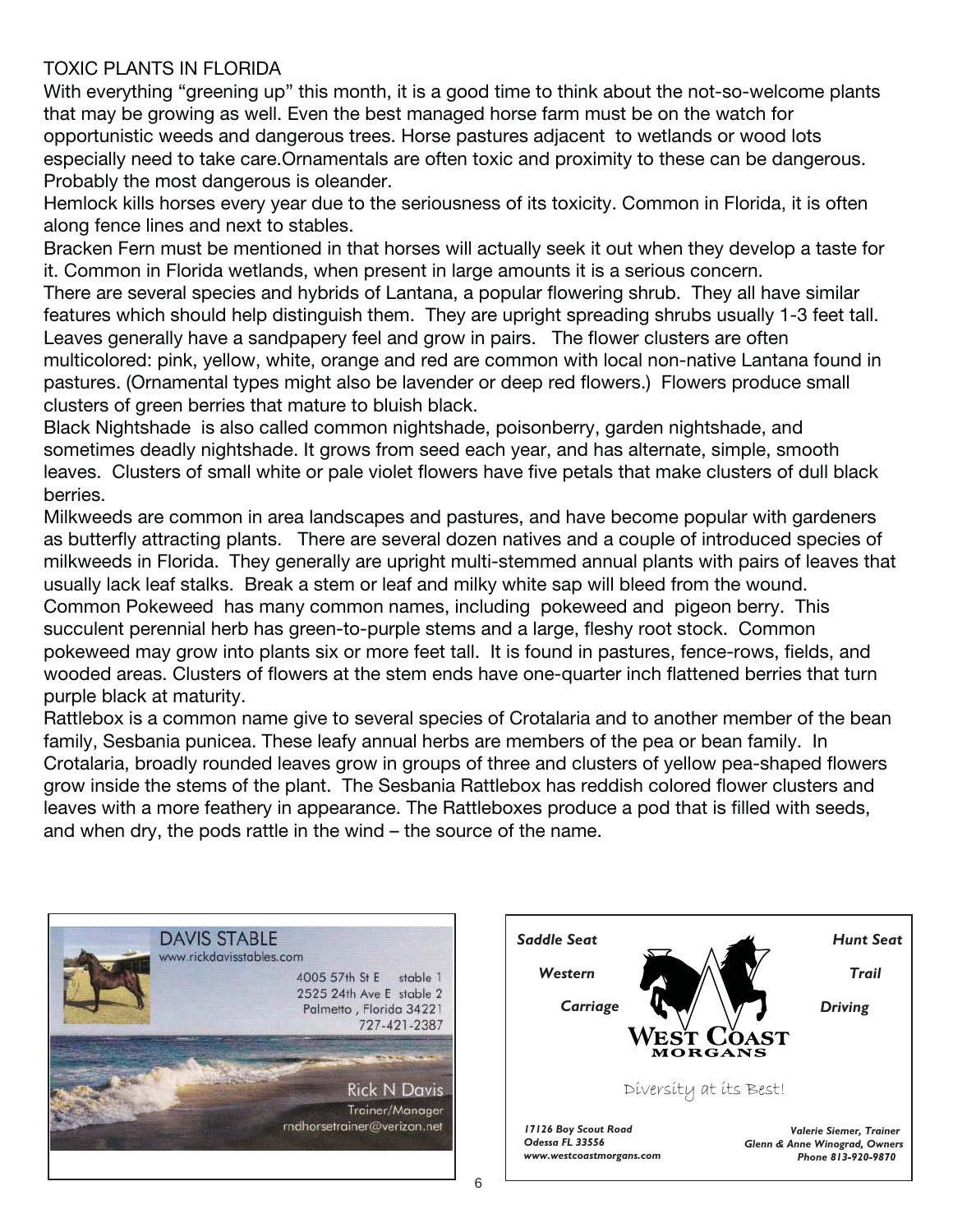## TOXIC PLANTS IN FLORIDA

With everything "greening up" this month, it is a good time to think about the not-so-welcome plants that may be growing as well. Even the best managed horse farm must be on the watch for opportunistic weeds and dangerous trees. Horse pastures adjacent to wetlands or wood lots especially need to take care.Ornamentals are often toxic and proximity to these can be dangerous. Probably the most dangerous is oleander.

Hemlock kills horses every year due to the seriousness of its toxicity. Common in Florida, it is often along fence lines and next to stables.

Bracken Fern must be mentioned in that horses will actually seek it out when they develop a taste for it. Common in Florida wetlands, when present in large amounts it is a serious concern.

There are several species and hybrids of Lantana, a popular flowering shrub. They all have similar features which should help distinguish them. They are upright spreading shrubs usually 1-3 feet tall. Leaves generally have a sandpapery feel and grow in pairs. The flower clusters are often multicolored: pink, yellow, white, orange and red are common with local non-native Lantana found in pastures. (Ornamental types might also be lavender or deep red flowers.) Flowers produce small clusters of green berries that mature to bluish black.

Black Nightshade is also called common nightshade, poisonberry, garden nightshade, and sometimes deadly nightshade. It grows from seed each year, and has alternate, simple, smooth leaves. Clusters of small white or pale violet flowers have five petals that make clusters of dull black berries.

Milkweeds are common in area landscapes and pastures, and have become popular with gardeners as butterfly attracting plants. There are several dozen natives and a couple of introduced species of milkweeds in Florida. They generally are upright multi-stemmed annual plants with pairs of leaves that usually lack leaf stalks. Break a stem or leaf and milky white sap will bleed from the wound.

Common Pokeweed has many common names, including pokeweed and pigeon berry. This succulent perennial herb has green-to-purple stems and a large, fleshy root stock. Common pokeweed may grow into plants six or more feet tall. It is found in pastures, fence-rows, fields, and wooded areas. Clusters of flowers at the stem ends have one-quarter inch flattened berries that turn purple black at maturity.

Rattlebox is a common name give to several species of Crotalaria and to another member of the bean family, Sesbania punicea. These leafy annual herbs are members of the pea or bean family. In Crotalaria, broadly rounded leaves grow in groups of three and clusters of yellow pea-shaped flowers grow inside the stems of the plant. The Sesbania Rattlebox has reddish colored flower clusters and leaves with a more feathery in appearance. The Rattleboxes produce a pod that is filled with seeds, and when dry, the pods rattle in the wind – the source of the name.

---

**DAVIS STABLE**
www.rickdavisstables.com

4005 57th St E stable 1
2525 24th Ave E stable 2
Palmetto , Florida 34221
727-421-2387

Rick N Davis
Trainer/Manager
rndhorsetrainer@verizon.net

---

*Saddle Seat* — *Hunt Seat*
*Western* — *Trail*
*Carriage* — *Driving*

**WEST COAST MORGANS**

Diversity at its Best!

*17126 Boy Scout Road*
*Odessa FL 33556*
*www.westcoastmorgans.com*

*Valerie Siemer, Trainer*
*Glenn & Anne Winograd, Owners*
*Phone 813-920-9870*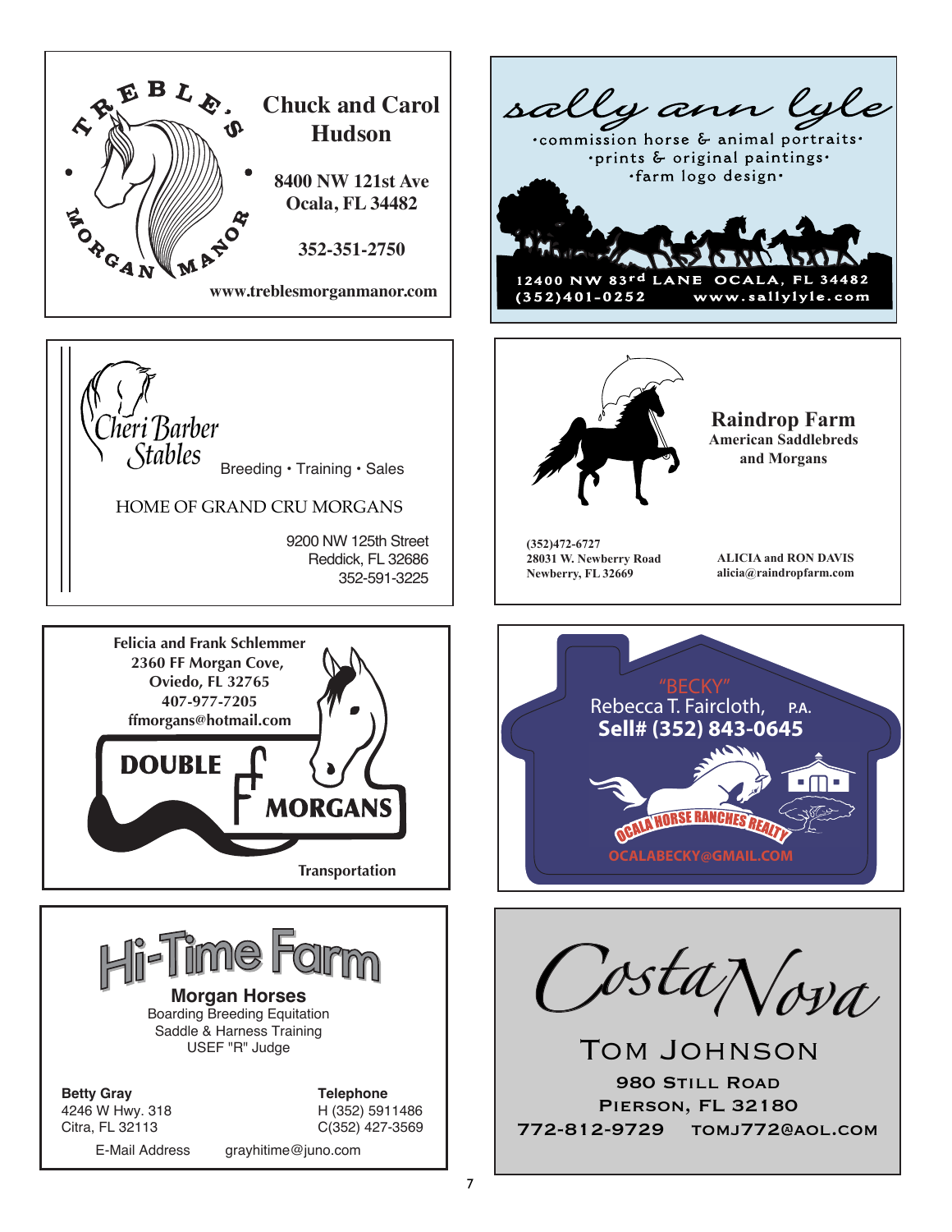**Treble's Morgan Manor**

**Chuck and Carol Hudson**

**8400 NW 121st Ave**
**Ocala, FL 34482**

**352-351-2750**

**www.treblesmorganmanor.com**

---

*sally ann lyle*

·commission horse & animal portraits·
·prints & original paintings·
·farm logo design·

12400 NW 83rd LANE OCALA, FL 34482
(352)401-0252 www.sallylyle.com

---

*Cheri Barber Stables*

Breeding • Training • Sales

HOME OF GRAND CRU MORGANS

9200 NW 125th Street
Reddick, FL 32686
352-591-3225

---

**Raindrop Farm**
**American Saddlebreds and Morgans**

**(352)472-6727**
**28031 W. Newberry Road**
**Newberry, FL 32669**

**ALICIA and RON DAVIS**
**alicia@raindropfarm.com**

---

**Felicia and Frank Schlemmer**
**2360 FF Morgan Cove,**
**Oviedo, FL 32765**
**407-977-7205**
**ffmorgans@hotmail.com**

**DOUBLE F MORGANS**

**Transportation**

---

"BECKY"
Rebecca T. Faircloth, **P.A.**
**Sell# (352) 843-0645**

OCALA HORSE RANCHES REALTY

OCALABECKY@GMAIL.COM

---

# Hi-Time Farm

**Morgan Horses**
Boarding Breeding Equitation
Saddle & Harness Training
USEF "R" Judge

**Betty Gray**
4246 W Hwy. 318
Citra, FL 32113

**Telephone**
H (352) 5911486
C(352) 427-3569

E-Mail Address grayhitime@juno.com

---

*CostaNova*

TOM JOHNSON

980 STILL ROAD
PIERSON, FL 32180
772-812-9729 TOMJ772@AOL.COM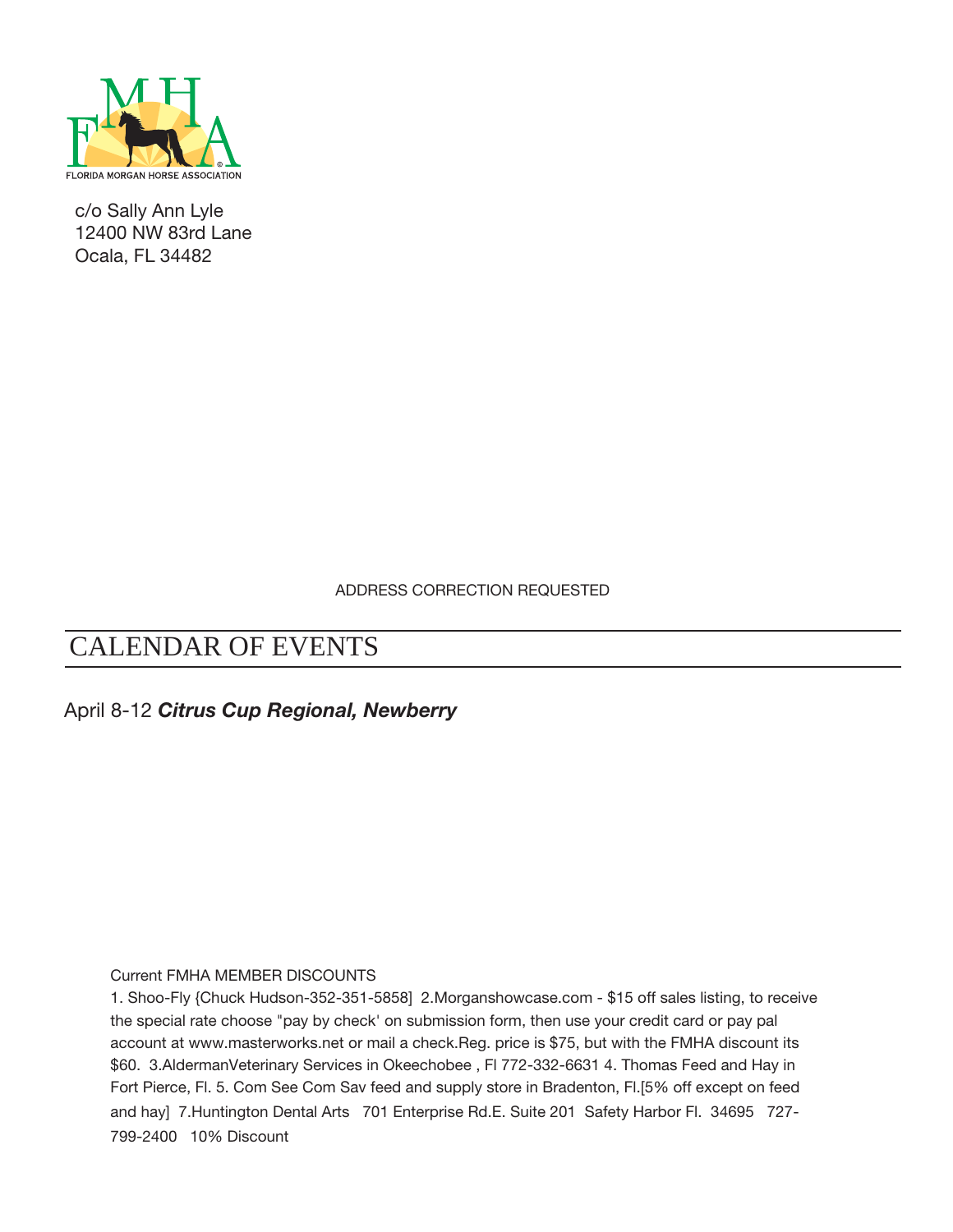FMHA
FLORIDA MORGAN HORSE ASSOCIATION

c/o Sally Ann Lyle
12400 NW 83rd Lane
Ocala, FL 34482

ADDRESS CORRECTION REQUESTED

# CALENDAR OF EVENTS

April 8-12 ***Citrus Cup Regional, Newberry***

Current FMHA MEMBER DISCOUNTS

1. Shoo-Fly {Chuck Hudson-352-351-5858] 2.Morganshowcase.com - $15 off sales listing, to receive the special rate choose "pay by check' on submission form, then use your credit card or pay pal account at www.masterworks.net or mail a check.Reg. price is $75, but with the FMHA discount its $60. 3.AldermanVeterinary Services in Okeechobee , Fl 772-332-6631 4. Thomas Feed and Hay in Fort Pierce, Fl. 5. Com See Com Sav feed and supply store in Bradenton, Fl.[5% off except on feed and hay] 7.Huntington Dental Arts 701 Enterprise Rd.E. Suite 201 Safety Harbor Fl. 34695 727-799-2400 10% Discount